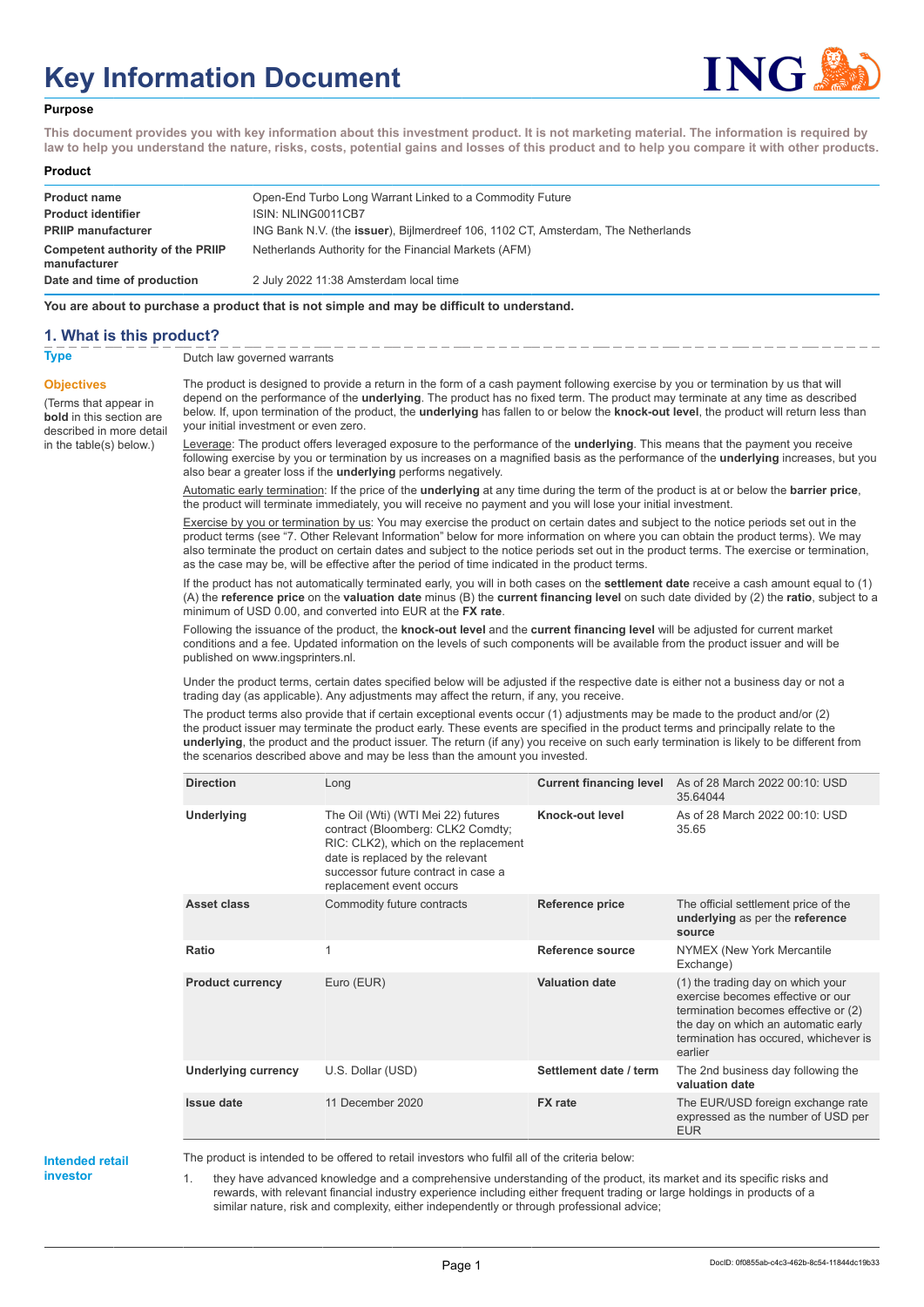# Key Information Document

**Purpose**

**This document provides you with key information about this investment product. It is not marketing material. The information is required by law to help you understand the nature, risks, costs, potential gains and losses of this product and to help you compare it with other products.**

**Product**

| | |
|---|---|
| **Product name** | Open-End Turbo Long Warrant Linked to a Commodity Future |
| **Product identifier** | ISIN: NLING0011CB7 |
| **PRIIP manufacturer** | ING Bank N.V. (the **issuer**), Bijlmerdreef 106, 1102 CT, Amsterdam, The Netherlands |
| **Competent authority of the PRIIP manufacturer** | Netherlands Authority for the Financial Markets (AFM) |
| **Date and time of production** | 2 July 2022 11:38 Amsterdam local time |

**You are about to purchase a product that is not simple and may be difficult to understand.**

## 1. What is this product?

**Type**

Dutch law governed warrants

**Objectives**

(Terms that appear in **bold** in this section are described in more detail in the table(s) below.)

The product is designed to provide a return in the form of a cash payment following exercise by you or termination by us that will depend on the performance of the **underlying**. The product has no fixed term. The product may terminate at any time as described below. If, upon termination of the product, the **underlying** has fallen to or below the **knock-out level**, the product will return less than your initial investment or even zero.

Leverage: The product offers leveraged exposure to the performance of the **underlying**. This means that the payment you receive following exercise by you or termination by us increases on a magnified basis as the performance of the **underlying** increases, but you also bear a greater loss if the **underlying** performs negatively.

Automatic early termination: If the price of the **underlying** at any time during the term of the product is at or below the **barrier price**, the product will terminate immediately, you will receive no payment and you will lose your initial investment.

Exercise by you or termination by us: You may exercise the product on certain dates and subject to the notice periods set out in the product terms (see "7. Other Relevant Information" below for more information on where you can obtain the product terms). We may also terminate the product on certain dates and subject to the notice periods set out in the product terms. The exercise or termination, as the case may be, will be effective after the period of time indicated in the product terms.

If the product has not automatically terminated early, you will in both cases on the **settlement date** receive a cash amount equal to (1) (A) the **reference price** on the **valuation date** minus (B) the **current financing level** on such date divided by (2) the **ratio**, subject to a minimum of USD 0.00, and converted into EUR at the **FX rate**.

Following the issuance of the product, the **knock-out level** and the **current financing level** will be adjusted for current market conditions and a fee. Updated information on the levels of such components will be available from the product issuer and will be published on www.ingsprinters.nl.

Under the product terms, certain dates specified below will be adjusted if the respective date is either not a business day or not a trading day (as applicable). Any adjustments may affect the return, if any, you receive.

The product terms also provide that if certain exceptional events occur (1) adjustments may be made to the product and/or (2) the product issuer may terminate the product early. These events are specified in the product terms and principally relate to the **underlying**, the product and the product issuer. The return (if any) you receive on such early termination is likely to be different from the scenarios described above and may be less than the amount you invested.

| | | | |
|---|---|---|---|
| **Direction** | Long | **Current financing level** | As of 28 March 2022 00:10: USD 35.64044 |
| **Underlying** | The Oil (Wti) (WTI Mei 22) futures contract (Bloomberg: CLK2 Comdty; RIC: CLK2), which on the replacement date is replaced by the relevant successor future contract in case a replacement event occurs | **Knock-out level** | As of 28 March 2022 00:10: USD 35.65 |
| **Asset class** | Commodity future contracts | **Reference price** | The official settlement price of the **underlying** as per the **reference source** |
| **Ratio** | 1 | **Reference source** | NYMEX (New York Mercantile Exchange) |
| **Product currency** | Euro (EUR) | **Valuation date** | (1) the trading day on which your exercise becomes effective or our termination becomes effective or (2) the day on which an automatic early termination has occured, whichever is earlier |
| **Underlying currency** | U.S. Dollar (USD) | **Settlement date / term** | The 2nd business day following the **valuation date** |
| **Issue date** | 11 December 2020 | **FX rate** | The EUR/USD foreign exchange rate expressed as the number of USD per EUR |

**Intended retail investor**

The product is intended to be offered to retail investors who fulfil all of the criteria below:

1. they have advanced knowledge and a comprehensive understanding of the product, its market and its specific risks and rewards, with relevant financial industry experience including either frequent trading or large holdings in products of a similar nature, risk and complexity, either independently or through professional advice;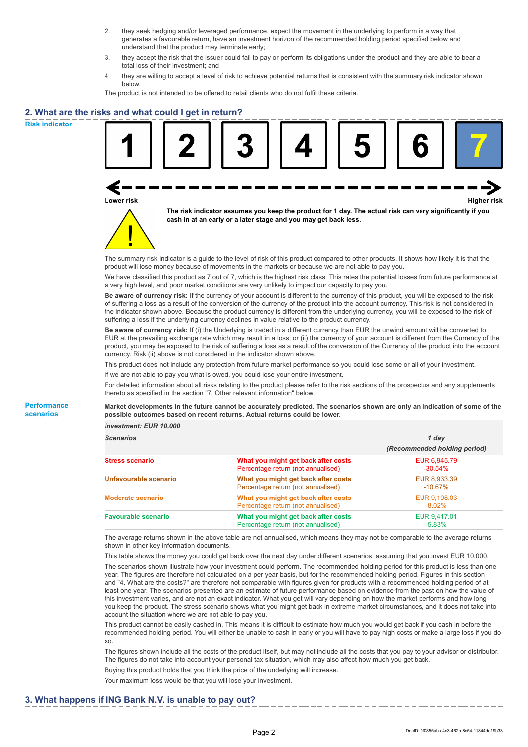2. they seek hedging and/or leveraged performance, expect the movement in the underlying to perform in a way that generates a favourable return, have an investment horizon of the recommended holding period specified below and understand that the product may terminate early;
3. they accept the risk that the issuer could fail to pay or perform its obligations under the product and they are able to bear a total loss of their investment; and
4. they are willing to accept a level of risk to achieve potential returns that is consistent with the summary risk indicator shown below.

The product is not intended to be offered to retail clients who do not fulfil these criteria.

## 2. What are the risks and what could I get in return?

### Risk indicator

| 1 | 2 | 3 | 4 | 5 | 6 | **7** |
|---|---|---|---|---|---|---|

Lower risk ← → Higher risk

**The risk indicator assumes you keep the product for 1 day. The actual risk can vary significantly if you cash in at an early or a later stage and you may get back less.**

The summary risk indicator is a guide to the level of risk of this product compared to other products. It shows how likely it is that the product will lose money because of movements in the markets or because we are not able to pay you.

We have classified this product as 7 out of 7, which is the highest risk class. This rates the potential losses from future performance at a very high level, and poor market conditions are very unlikely to impact our capacity to pay you.

**Be aware of currency risk:** If the currency of your account is different to the currency of this product, you will be exposed to the risk of suffering a loss as a result of the conversion of the currency of the product into the account currency. This risk is not considered in the indicator shown above. Because the product currency is different from the underlying currency, you will be exposed to the risk of suffering a loss if the underlying currency declines in value relative to the product currency.

**Be aware of currency risk:** If (i) the Underlying is traded in a different currency than EUR the unwind amount will be converted to EUR at the prevailing exchange rate which may result in a loss; or (ii) the currency of your account is different from the Currency of the product, you may be exposed to the risk of suffering a loss as a result of the conversion of the Currency of the product into the account currency. Risk (ii) above is not considered in the indicator shown above.

This product does not include any protection from future market performance so you could lose some or all of your investment.

If we are not able to pay you what is owed, you could lose your entire investment.

For detailed information about all risks relating to the product please refer to the risk sections of the prospectus and any supplements thereto as specified in the section "7. Other relevant information" below.

### Performance scenarios

**Market developments in the future cannot be accurately predicted. The scenarios shown are only an indication of some of the possible outcomes based on recent returns. Actual returns could be lower.**

*Investment: EUR 10,000*

| *Scenarios* | | *1 day (Recommended holding period)* |
|---|---|---|
| **Stress scenario** | **What you might get back after costs** | EUR 6,945.79 |
| | Percentage return (not annualised) | -30.54% |
| **Unfavourable scenario** | **What you might get back after costs** | EUR 8,933.39 |
| | Percentage return (not annualised) | -10.67% |
| **Moderate scenario** | **What you might get back after costs** | EUR 9,198.03 |
| | Percentage return (not annualised) | -8.02% |
| **Favourable scenario** | **What you might get back after costs** | EUR 9,417.01 |
| | Percentage return (not annualised) | -5.83% |

The average returns shown in the above table are not annualised, which means they may not be comparable to the average returns shown in other key information documents.

This table shows the money you could get back over the next day under different scenarios, assuming that you invest EUR 10,000.

The scenarios shown illustrate how your investment could perform. The recommended holding period for this product is less than one year. The figures are therefore not calculated on a per year basis, but for the recommended holding period. Figures in this section and "4. What are the costs?" are therefore not comparable with figures given for products with a recommended holding period of at least one year. The scenarios presented are an estimate of future performance based on evidence from the past on how the value of this investment varies, and are not an exact indicator. What you get will vary depending on how the market performs and how long you keep the product. The stress scenario shows what you might get back in extreme market circumstances, and it does not take into account the situation where we are not able to pay you.

This product cannot be easily cashed in. This means it is difficult to estimate how much you would get back if you cash in before the recommended holding period. You will either be unable to cash in early or you will have to pay high costs or make a large loss if you do so.

The figures shown include all the costs of the product itself, but may not include all the costs that you pay to your advisor or distributor. The figures do not take into account your personal tax situation, which may also affect how much you get back.

Buying this product holds that you think the price of the underlying will increase.

Your maximum loss would be that you will lose your investment.

## 3. What happens if ING Bank N.V. is unable to pay out?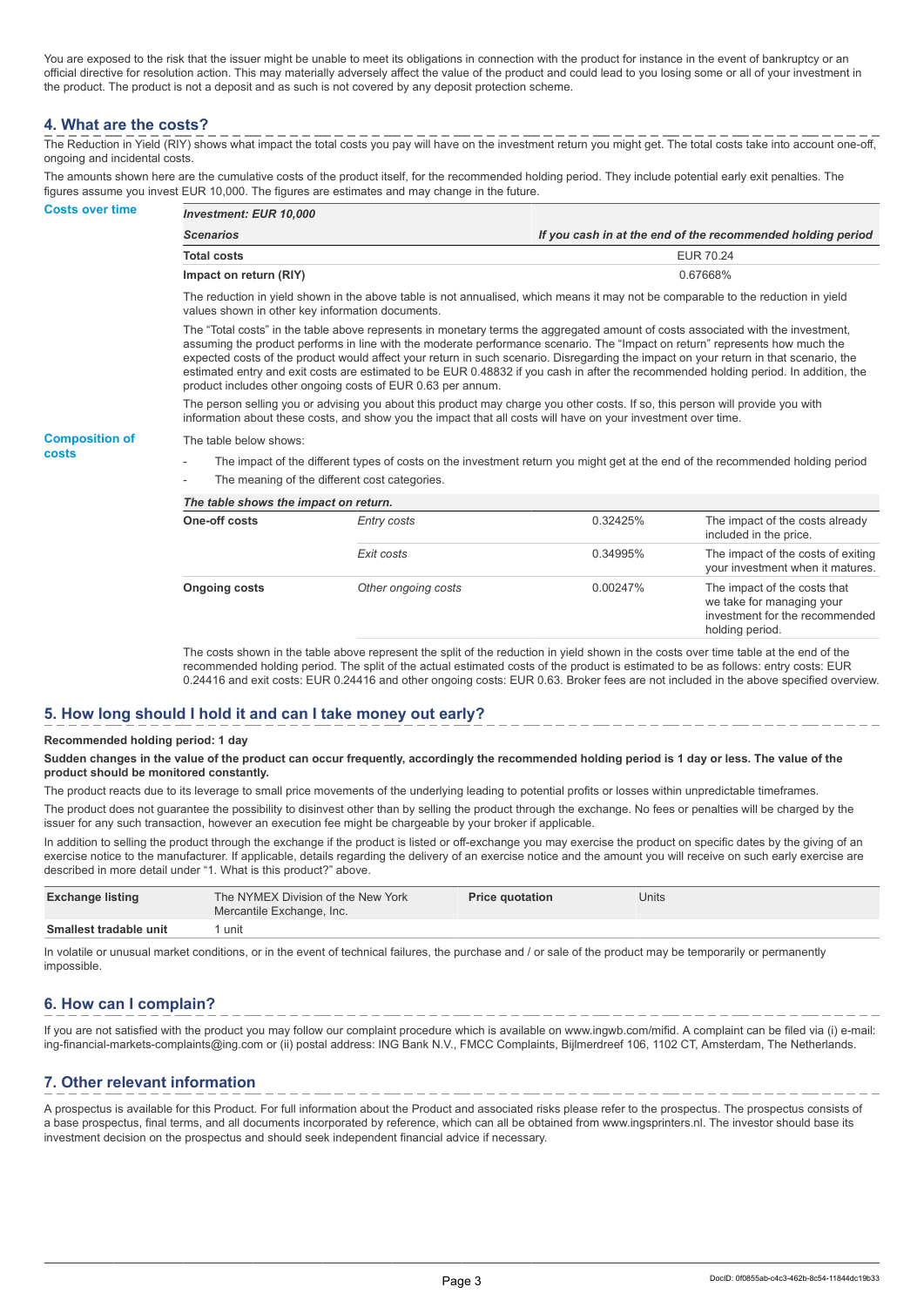You are exposed to the risk that the issuer might be unable to meet its obligations in connection with the product for instance in the event of bankruptcy or an official directive for resolution action. This may materially adversely affect the value of the product and could lead to you losing some or all of your investment in the product. The product is not a deposit and as such is not covered by any deposit protection scheme.

## 4. What are the costs?

The Reduction in Yield (RIY) shows what impact the total costs you pay will have on the investment return you might get. The total costs take into account one-off, ongoing and incidental costs.

The amounts shown here are the cumulative costs of the product itself, for the recommended holding period. They include potential early exit penalties. The figures assume you invest EUR 10,000. The figures are estimates and may change in the future.

**Costs over time**

| *Investment: EUR 10,000* | |
|---|---|
| ***Scenarios*** | ***If you cash in at the end of the recommended holding period*** |
| **Total costs** | EUR 70.24 |
| **Impact on return (RIY)** | 0.67668% |

The reduction in yield shown in the above table is not annualised, which means it may not be comparable to the reduction in yield values shown in other key information documents.

The "Total costs" in the table above represents in monetary terms the aggregated amount of costs associated with the investment, assuming the product performs in line with the moderate performance scenario. The "Impact on return" represents how much the expected costs of the product would affect your return in such scenario. Disregarding the impact on your return in that scenario, the estimated entry and exit costs are estimated to be EUR 0.48832 if you cash in after the recommended holding period. In addition, the product includes other ongoing costs of EUR 0.63 per annum.

The person selling you or advising you about this product may charge you other costs. If so, this person will provide you with information about these costs, and show you the impact that all costs will have on your investment over time.

**Composition of costs**

The table below shows:

- The impact of the different types of costs on the investment return you might get at the end of the recommended holding period
- The meaning of the different cost categories.

| *The table shows the impact on return.* | | | |
|---|---|---|---|
| **One-off costs** | *Entry costs* | 0.32425% | The impact of the costs already included in the price. |
| | *Exit costs* | 0.34995% | The impact of the costs of exiting your investment when it matures. |
| **Ongoing costs** | *Other ongoing costs* | 0.00247% | The impact of the costs that we take for managing your investment for the recommended holding period. |

The costs shown in the table above represent the split of the reduction in yield shown in the costs over time table at the end of the recommended holding period. The split of the actual estimated costs of the product is estimated to be as follows: entry costs: EUR 0.24416 and exit costs: EUR 0.24416 and other ongoing costs: EUR 0.63. Broker fees are not included in the above specified overview.

## 5. How long should I hold it and can I take money out early?

**Recommended holding period: 1 day**

**Sudden changes in the value of the product can occur frequently, accordingly the recommended holding period is 1 day or less. The value of the product should be monitored constantly.**

The product reacts due to its leverage to small price movements of the underlying leading to potential profits or losses within unpredictable timeframes.

The product does not guarantee the possibility to disinvest other than by selling the product through the exchange. No fees or penalties will be charged by the issuer for any such transaction, however an execution fee might be chargeable by your broker if applicable.

In addition to selling the product through the exchange if the product is listed or off-exchange you may exercise the product on specific dates by the giving of an exercise notice to the manufacturer. If applicable, details regarding the delivery of an exercise notice and the amount you will receive on such early exercise are described in more detail under "1. What is this product?" above.

| **Exchange listing** | The NYMEX Division of the New York Mercantile Exchange, Inc. | **Price quotation** | Units |
|---|---|---|---|
| **Smallest tradable unit** | 1 unit | | |

In volatile or unusual market conditions, or in the event of technical failures, the purchase and / or sale of the product may be temporarily or permanently impossible.

## 6. How can I complain?

If you are not satisfied with the product you may follow our complaint procedure which is available on www.ingwb.com/mifid. A complaint can be filed via (i) e-mail: ing-financial-markets-complaints@ing.com or (ii) postal address: ING Bank N.V., FMCC Complaints, Bijlmerdreef 106, 1102 CT, Amsterdam, The Netherlands.

## 7. Other relevant information

A prospectus is available for this Product. For full information about the Product and associated risks please refer to the prospectus. The prospectus consists of a base prospectus, final terms, and all documents incorporated by reference, which can all be obtained from www.ingsprinters.nl. The investor should base its investment decision on the prospectus and should seek independent financial advice if necessary.